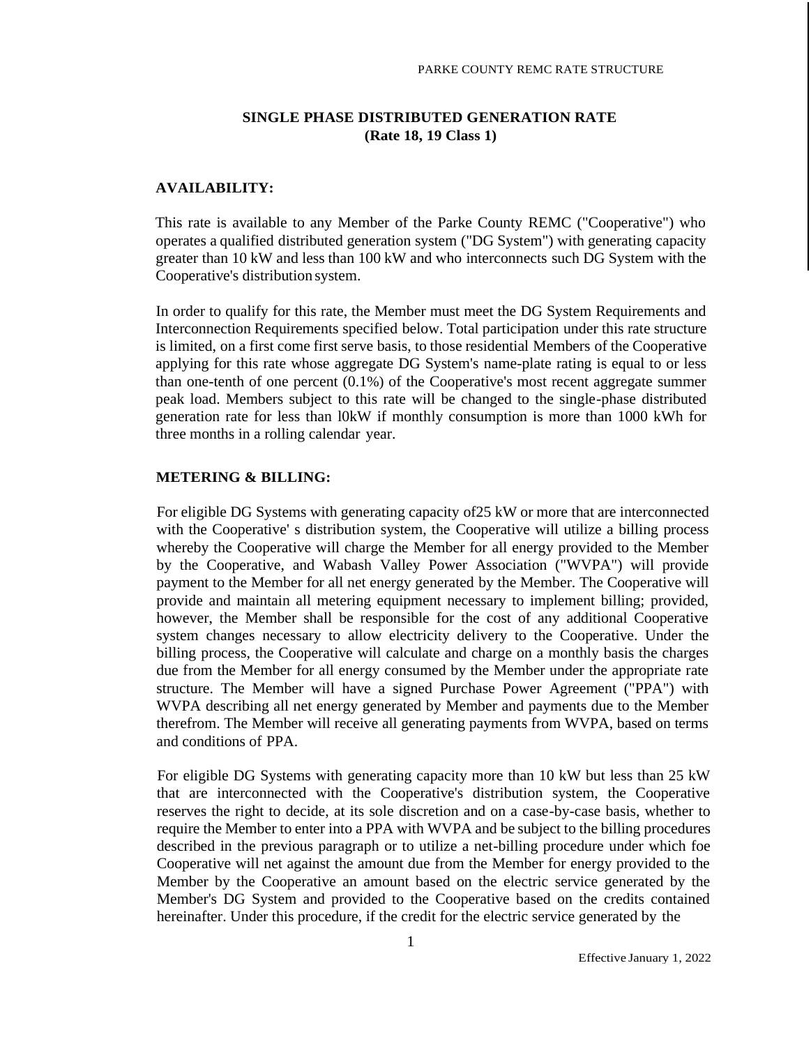## SINGLE PHASE DISTRIBUTED GENERATION RATE
## (Rate 18, 19 Class 1)

### AVAILABILITY:

This rate is available to any Member of the Parke County REMC ("Cooperative") who operates a qualified distributed generation system ("DG System") with generating capacity greater than 10 kW and less than 100 kW and who interconnects such DG System with the Cooperative's distribution system.

In order to qualify for this rate, the Member must meet the DG System Requirements and Interconnection Requirements specified below. Total participation under this rate structure is limited, on a first come first serve basis, to those residential Members of the Cooperative applying for this rate whose aggregate DG System's name-plate rating is equal to or less than one-tenth of one percent (0.1%) of the Cooperative's most recent aggregate summer peak load. Members subject to this rate will be changed to the single-phase distributed generation rate for less than l0kW if monthly consumption is more than 1000 kWh for three months in a rolling calendar year.

### METERING & BILLING:

For eligible DG Systems with generating capacity of25 kW or more that are interconnected with the Cooperative' s distribution system, the Cooperative will utilize a billing process whereby the Cooperative will charge the Member for all energy provided to the Member by the Cooperative, and Wabash Valley Power Association ("WVPA") will provide payment to the Member for all net energy generated by the Member. The Cooperative will provide and maintain all metering equipment necessary to implement billing; provided, however, the Member shall be responsible for the cost of any additional Cooperative system changes necessary to allow electricity delivery to the Cooperative. Under the billing process, the Cooperative will calculate and charge on a monthly basis the charges due from the Member for all energy consumed by the Member under the appropriate rate structure. The Member will have a signed Purchase Power Agreement ("PPA") with WVPA describing all net energy generated by Member and payments due to the Member therefrom. The Member will receive all generating payments from WVPA, based on terms and conditions of PPA.

For eligible DG Systems with generating capacity more than 10 kW but less than 25 kW that are interconnected with the Cooperative's distribution system, the Cooperative reserves the right to decide, at its sole discretion and on a case-by-case basis, whether to require the Member to enter into a PPA with WVPA and be subject to the billing procedures described in the previous paragraph or to utilize a net-billing procedure under which foe Cooperative will net against the amount due from the Member for energy provided to the Member by the Cooperative an amount based on the electric service generated by the Member's DG System and provided to the Cooperative based on the credits contained hereinafter. Under this procedure, if the credit for the electric service generated by the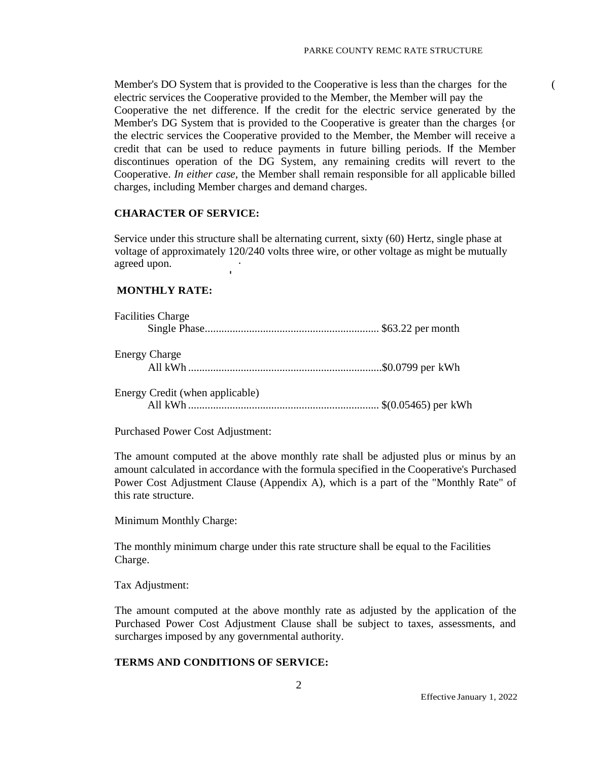Member's DO System that is provided to the Cooperative is less than the charges for the electric services the Cooperative provided to the Member, the Member will pay the Cooperative the net difference. If the credit for the electric service generated by the Member's DG System that is provided to the Cooperative is greater than the charges {or the electric services the Cooperative provided to the Member, the Member will receive a credit that can be used to reduce payments in future billing periods. If the Member discontinues operation of the DG System, any remaining credits will revert to the Cooperative. *In either case*, the Member shall remain responsible for all applicable billed charges, including Member charges and demand charges.

**CHARACTER OF SERVICE:**

Service under this structure shall be alternating current, sixty (60) Hertz, single phase at voltage of approximately 120/240 volts three wire, or other voltage as might be mutually agreed upon.

**MONTHLY RATE:**

Facilities Charge
Single Phase................................................................ $63.22 per month

Energy Charge
All kWh ........................................................................$0.0799 per kWh

Energy Credit (when applicable)
All kWh ....................................................................... $(0.05465) per kWh

Purchased Power Cost Adjustment:

The amount computed at the above monthly rate shall be adjusted plus or minus by an amount calculated in accordance with the formula specified in the Cooperative's Purchased Power Cost Adjustment Clause (Appendix A), which is a part of the "Monthly Rate" of this rate structure.

Minimum Monthly Charge:

The monthly minimum charge under this rate structure shall be equal to the Facilities Charge.

Tax Adjustment:

The amount computed at the above monthly rate as adjusted by the application of the Purchased Power Cost Adjustment Clause shall be subject to taxes, assessments, and surcharges imposed by any governmental authority.

**TERMS AND CONDITIONS OF SERVICE:**

Effective January 1, 2022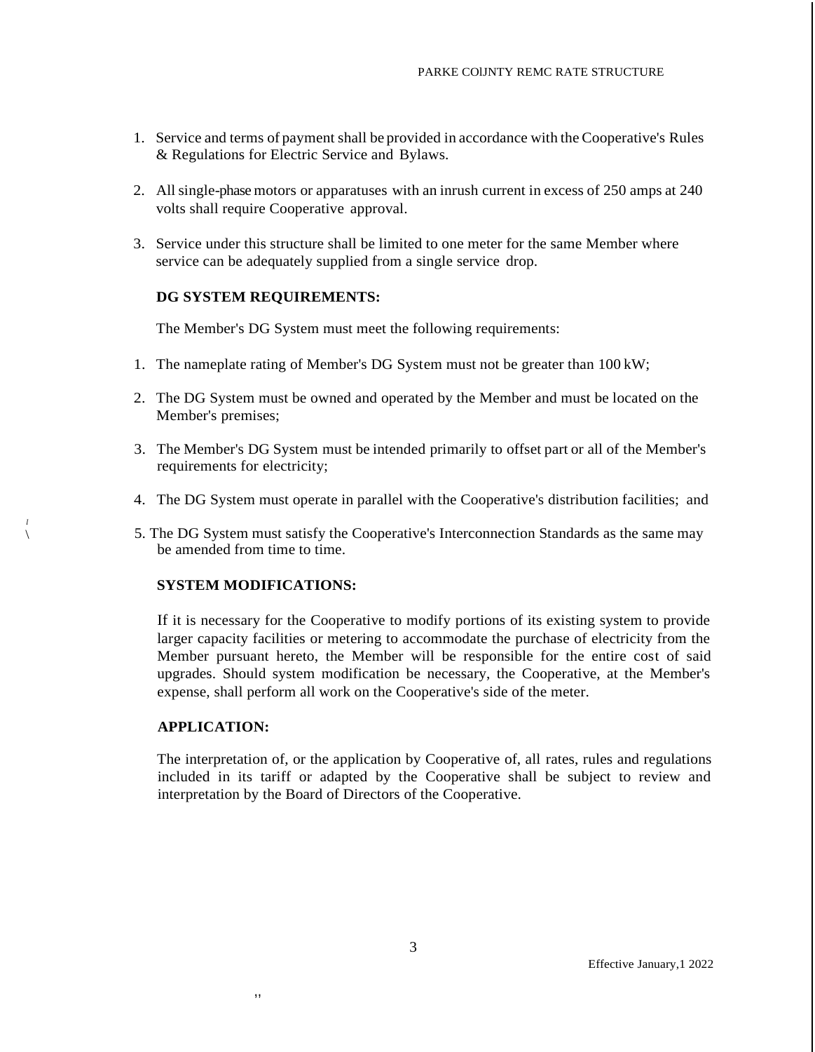1. Service and terms of payment shall be provided in accordance with the Cooperative's Rules & Regulations for Electric Service and Bylaws.

2. All single-phase motors or apparatuses with an inrush current in excess of 250 amps at 240 volts shall require Cooperative approval.

3. Service under this structure shall be limited to one meter for the same Member where service can be adequately supplied from a single service drop.

**DG SYSTEM REQUIREMENTS:**

The Member's DG System must meet the following requirements:

1. The nameplate rating of Member's DG System must not be greater than 100 kW;

2. The DG System must be owned and operated by the Member and must be located on the Member's premises;

3. The Member's DG System must be intended primarily to offset part or all of the Member's requirements for electricity;

4. The DG System must operate in parallel with the Cooperative's distribution facilities; and

5. The DG System must satisfy the Cooperative's Interconnection Standards as the same may be amended from time to time.

**SYSTEM MODIFICATIONS:**

If it is necessary for the Cooperative to modify portions of its existing system to provide larger capacity facilities or metering to accommodate the purchase of electricity from the Member pursuant hereto, the Member will be responsible for the entire cost of said upgrades. Should system modification be necessary, the Cooperative, at the Member's expense, shall perform all work on the Cooperative's side of the meter.

**APPLICATION:**

The interpretation of, or the application by Cooperative of, all rates, rules and regulations included in its tariff or adapted by the Cooperative shall be subject to review and interpretation by the Board of Directors of the Cooperative.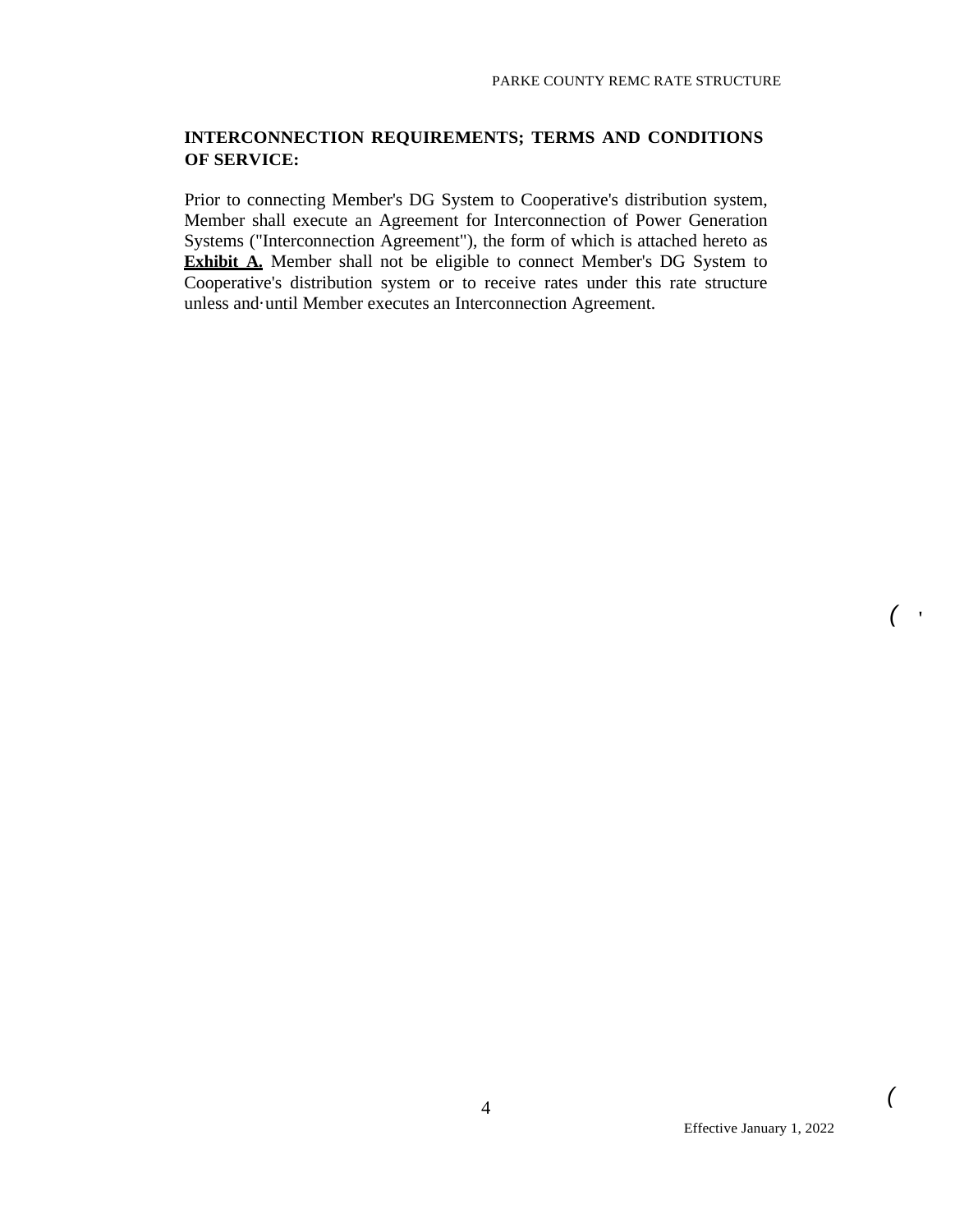**INTERCONNECTION REQUIREMENTS; TERMS AND CONDITIONS OF SERVICE:**

Prior to connecting Member's DG System to Cooperative's distribution system, Member shall execute an Agreement for Interconnection of Power Generation Systems ("Interconnection Agreement"), the form of which is attached hereto as **Exhibit A.** Member shall not be eligible to connect Member's DG System to Cooperative's distribution system or to receive rates under this rate structure unless and·until Member executes an Interconnection Agreement.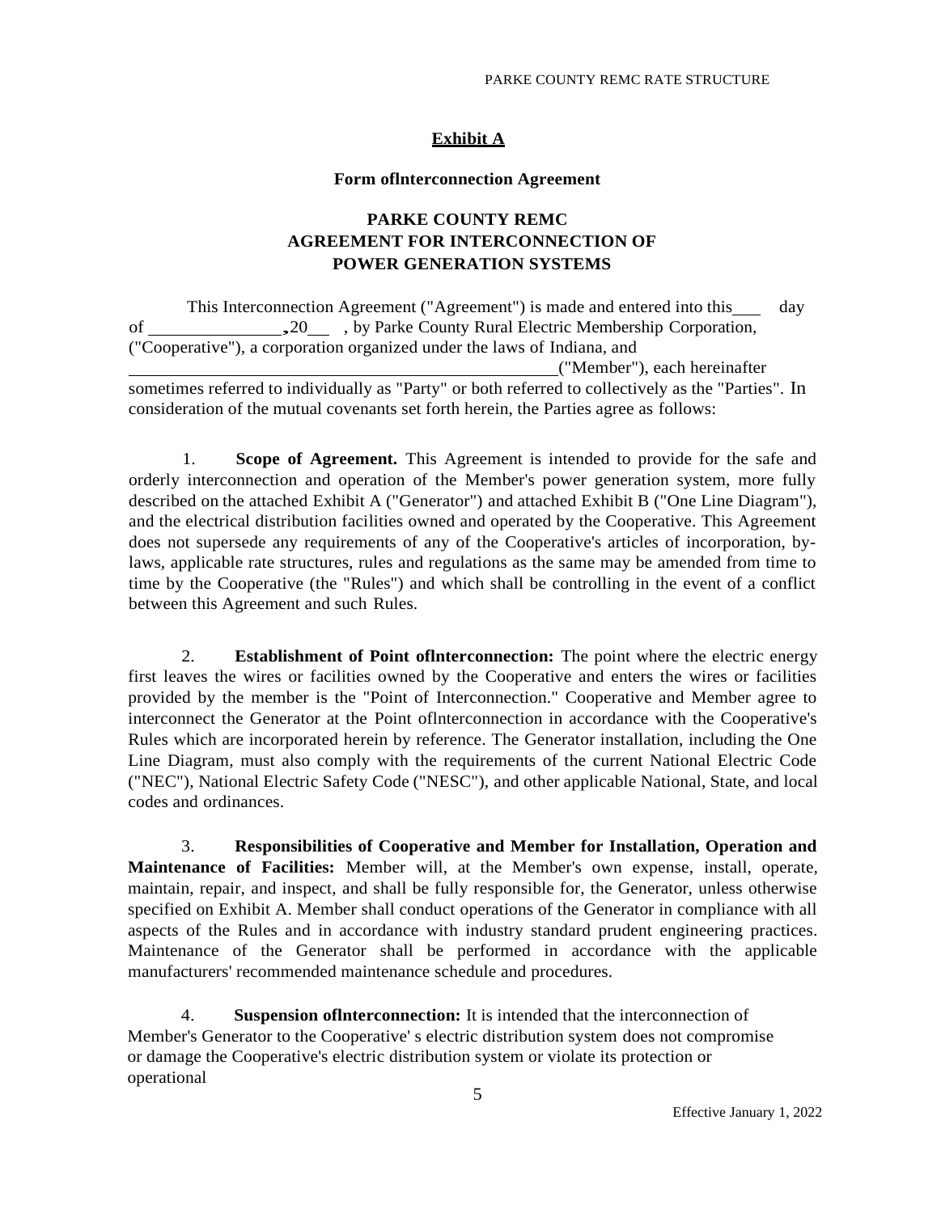## Exhibit A

**Form oflnterconnection Agreement**

**PARKE COUNTY REMC**
**AGREEMENT FOR INTERCONNECTION OF**
**POWER GENERATION SYSTEMS**

This Interconnection Agreement ("Agreement") is made and entered into this\_\_\_ day of \_\_\_\_\_\_\_\_\_\_\_\_\_\_\_, 20\_\_ , by Parke County Rural Electric Membership Corporation, ("Cooperative"), a corporation organized under the laws of Indiana, and \_\_\_\_\_\_\_\_\_\_\_\_\_\_\_\_\_\_\_\_\_\_\_\_\_\_\_\_\_\_\_\_\_\_\_\_\_\_\_\_\_\_\_\_("Member"), each hereinafter sometimes referred to individually as "Party" or both referred to collectively as the "Parties". In consideration of the mutual covenants set forth herein, the Parties agree as follows:

1. **Scope of Agreement.** This Agreement is intended to provide for the safe and orderly interconnection and operation of the Member's power generation system, more fully described on the attached Exhibit A ("Generator") and attached Exhibit B ("One Line Diagram"), and the electrical distribution facilities owned and operated by the Cooperative. This Agreement does not supersede any requirements of any of the Cooperative's articles of incorporation, by-laws, applicable rate structures, rules and regulations as the same may be amended from time to time by the Cooperative (the "Rules") and which shall be controlling in the event of a conflict between this Agreement and such Rules.

2. **Establishment of Point oflnterconnection:** The point where the electric energy first leaves the wires or facilities owned by the Cooperative and enters the wires or facilities provided by the member is the "Point of Interconnection." Cooperative and Member agree to interconnect the Generator at the Point oflnterconnection in accordance with the Cooperative's Rules which are incorporated herein by reference. The Generator installation, including the One Line Diagram, must also comply with the requirements of the current National Electric Code ("NEC"), National Electric Safety Code ("NESC"), and other applicable National, State, and local codes and ordinances.

3. **Responsibilities of Cooperative and Member for Installation, Operation and Maintenance of Facilities:** Member will, at the Member's own expense, install, operate, maintain, repair, and inspect, and shall be fully responsible for, the Generator, unless otherwise specified on Exhibit A. Member shall conduct operations of the Generator in compliance with all aspects of the Rules and in accordance with industry standard prudent engineering practices. Maintenance of the Generator shall be performed in accordance with the applicable manufacturers' recommended maintenance schedule and procedures.

4. **Suspension oflnterconnection:** It is intended that the interconnection of Member's Generator to the Cooperative' s electric distribution system does not compromise or damage the Cooperative's electric distribution system or violate its protection or operational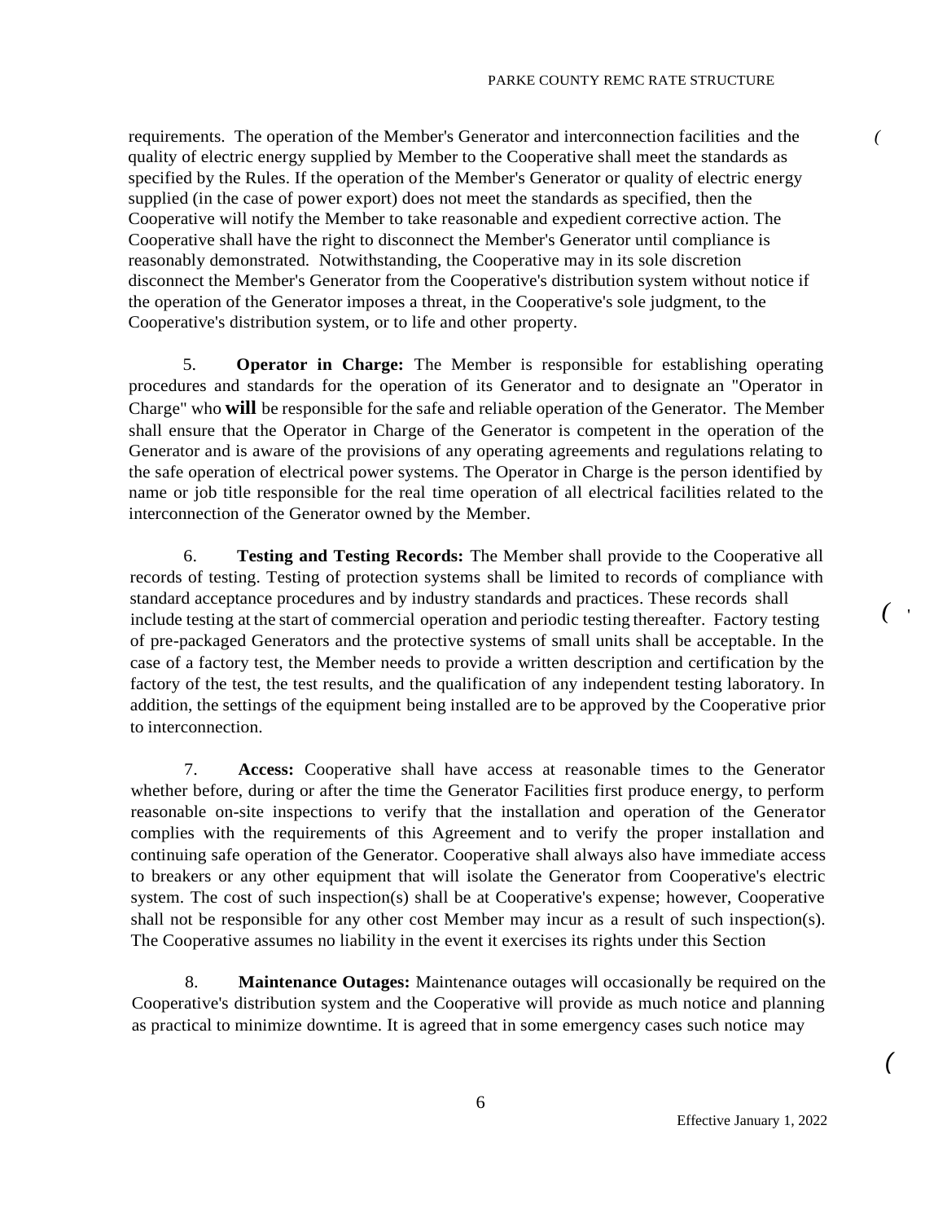requirements. The operation of the Member's Generator and interconnection facilities and the quality of electric energy supplied by Member to the Cooperative shall meet the standards as specified by the Rules. If the operation of the Member's Generator or quality of electric energy supplied (in the case of power export) does not meet the standards as specified, then the Cooperative will notify the Member to take reasonable and expedient corrective action. The Cooperative shall have the right to disconnect the Member's Generator until compliance is reasonably demonstrated. Notwithstanding, the Cooperative may in its sole discretion disconnect the Member's Generator from the Cooperative's distribution system without notice if the operation of the Generator imposes a threat, in the Cooperative's sole judgment, to the Cooperative's distribution system, or to life and other property.

5. **Operator in Charge:** The Member is responsible for establishing operating procedures and standards for the operation of its Generator and to designate an "Operator in Charge" who **will** be responsible for the safe and reliable operation of the Generator. The Member shall ensure that the Operator in Charge of the Generator is competent in the operation of the Generator and is aware of the provisions of any operating agreements and regulations relating to the safe operation of electrical power systems. The Operator in Charge is the person identified by name or job title responsible for the real time operation of all electrical facilities related to the interconnection of the Generator owned by the Member.

6. **Testing and Testing Records:** The Member shall provide to the Cooperative all records of testing. Testing of protection systems shall be limited to records of compliance with standard acceptance procedures and by industry standards and practices. These records shall include testing at the start of commercial operation and periodic testing thereafter. Factory testing of pre-packaged Generators and the protective systems of small units shall be acceptable. In the case of a factory test, the Member needs to provide a written description and certification by the factory of the test, the test results, and the qualification of any independent testing laboratory. In addition, the settings of the equipment being installed are to be approved by the Cooperative prior to interconnection.

7. **Access:** Cooperative shall have access at reasonable times to the Generator whether before, during or after the time the Generator Facilities first produce energy, to perform reasonable on-site inspections to verify that the installation and operation of the Generator complies with the requirements of this Agreement and to verify the proper installation and continuing safe operation of the Generator. Cooperative shall always also have immediate access to breakers or any other equipment that will isolate the Generator from Cooperative's electric system. The cost of such inspection(s) shall be at Cooperative's expense; however, Cooperative shall not be responsible for any other cost Member may incur as a result of such inspection(s). The Cooperative assumes no liability in the event it exercises its rights under this Section

8. **Maintenance Outages:** Maintenance outages will occasionally be required on the Cooperative's distribution system and the Cooperative will provide as much notice and planning as practical to minimize downtime. It is agreed that in some emergency cases such notice may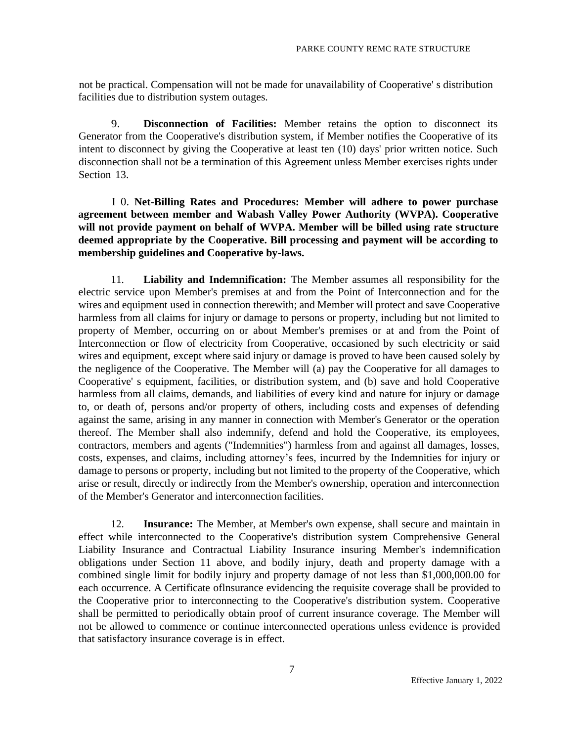not be practical. Compensation will not be made for unavailability of Cooperative' s distribution facilities due to distribution system outages.

9. **Disconnection of Facilities:** Member retains the option to disconnect its Generator from the Cooperative's distribution system, if Member notifies the Cooperative of its intent to disconnect by giving the Cooperative at least ten (10) days' prior written notice. Such disconnection shall not be a termination of this Agreement unless Member exercises rights under Section 13.

I 0. **Net-Billing Rates and Procedures: Member will adhere to power purchase agreement between member and Wabash Valley Power Authority (WVPA). Cooperative will not provide payment on behalf of WVPA. Member will be billed using rate structure deemed appropriate by the Cooperative. Bill processing and payment will be according to membership guidelines and Cooperative by-laws.**

11. **Liability and Indemnification:** The Member assumes all responsibility for the electric service upon Member's premises at and from the Point of Interconnection and for the wires and equipment used in connection therewith; and Member will protect and save Cooperative harmless from all claims for injury or damage to persons or property, including but not limited to property of Member, occurring on or about Member's premises or at and from the Point of Interconnection or flow of electricity from Cooperative, occasioned by such electricity or said wires and equipment, except where said injury or damage is proved to have been caused solely by the negligence of the Cooperative. The Member will (a) pay the Cooperative for all damages to Cooperative' s equipment, facilities, or distribution system, and (b) save and hold Cooperative harmless from all claims, demands, and liabilities of every kind and nature for injury or damage to, or death of, persons and/or property of others, including costs and expenses of defending against the same, arising in any manner in connection with Member's Generator or the operation thereof. The Member shall also indemnify, defend and hold the Cooperative, its employees, contractors, members and agents ("Indemnities") harmless from and against all damages, losses, costs, expenses, and claims, including attorney's fees, incurred by the Indemnities for injury or damage to persons or property, including but not limited to the property of the Cooperative, which arise or result, directly or indirectly from the Member's ownership, operation and interconnection of the Member's Generator and interconnection facilities.

12. **Insurance:** The Member, at Member's own expense, shall secure and maintain in effect while interconnected to the Cooperative's distribution system Comprehensive General Liability Insurance and Contractual Liability Insurance insuring Member's indemnification obligations under Section 11 above, and bodily injury, death and property damage with a combined single limit for bodily injury and property damage of not less than $1,000,000.00 for each occurrence. A Certificate oflnsurance evidencing the requisite coverage shall be provided to the Cooperative prior to interconnecting to the Cooperative's distribution system. Cooperative shall be permitted to periodically obtain proof of current insurance coverage. The Member will not be allowed to commence or continue interconnected operations unless evidence is provided that satisfactory insurance coverage is in effect.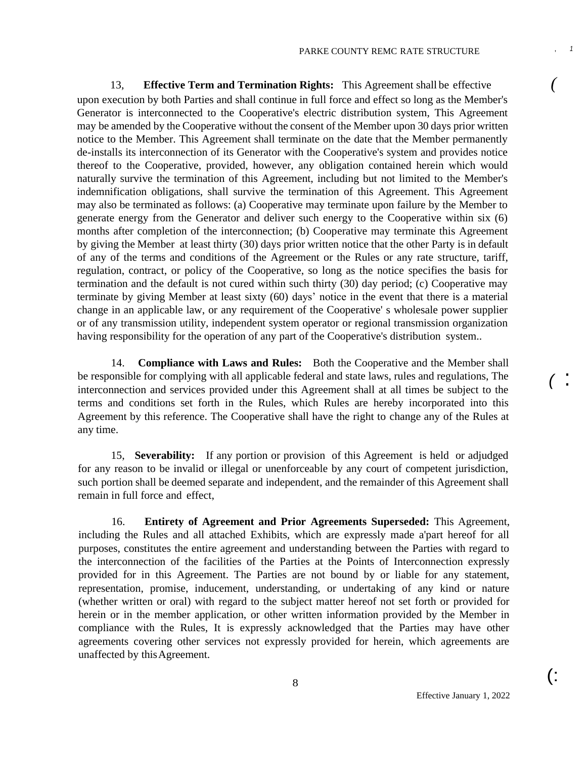13, **Effective Term and Termination Rights:** This Agreement shall be effective upon execution by both Parties and shall continue in full force and effect so long as the Member's Generator is interconnected to the Cooperative's electric distribution system, This Agreement may be amended by the Cooperative without the consent of the Member upon 30 days prior written notice to the Member. This Agreement shall terminate on the date that the Member permanently de-installs its interconnection of its Generator with the Cooperative's system and provides notice thereof to the Cooperative, provided, however, any obligation contained herein which would naturally survive the termination of this Agreement, including but not limited to the Member's indemnification obligations, shall survive the termination of this Agreement. This Agreement may also be terminated as follows: (a) Cooperative may terminate upon failure by the Member to generate energy from the Generator and deliver such energy to the Cooperative within six (6) months after completion of the interconnection; (b) Cooperative may terminate this Agreement by giving the Member at least thirty (30) days prior written notice that the other Party is in default of any of the terms and conditions of the Agreement or the Rules or any rate structure, tariff, regulation, contract, or policy of the Cooperative, so long as the notice specifies the basis for termination and the default is not cured within such thirty (30) day period; (c) Cooperative may terminate by giving Member at least sixty (60) days' notice in the event that there is a material change in an applicable law, or any requirement of the Cooperative' s wholesale power supplier or of any transmission utility, independent system operator or regional transmission organization having responsibility for the operation of any part of the Cooperative's distribution system..

14. **Compliance with Laws and Rules:** Both the Cooperative and the Member shall be responsible for complying with all applicable federal and state laws, rules and regulations, The interconnection and services provided under this Agreement shall at all times be subject to the terms and conditions set forth in the Rules, which Rules are hereby incorporated into this Agreement by this reference. The Cooperative shall have the right to change any of the Rules at any time.

15, **Severability:** If any portion or provision of this Agreement is held or adjudged for any reason to be invalid or illegal or unenforceable by any court of competent jurisdiction, such portion shall be deemed separate and independent, and the remainder of this Agreement shall remain in full force and effect,

16. **Entirety of Agreement and Prior Agreements Superseded:** This Agreement, including the Rules and all attached Exhibits, which are expressly made a'part hereof for all purposes, constitutes the entire agreement and understanding between the Parties with regard to the interconnection of the facilities of the Parties at the Points of Interconnection expressly provided for in this Agreement. The Parties are not bound by or liable for any statement, representation, promise, inducement, understanding, or undertaking of any kind or nature (whether written or oral) with regard to the subject matter hereof not set forth or provided for herein or in the member application, or other written information provided by the Member in compliance with the Rules, It is expressly acknowledged that the Parties may have other agreements covering other services not expressly provided for herein, which agreements are unaffected by this Agreement.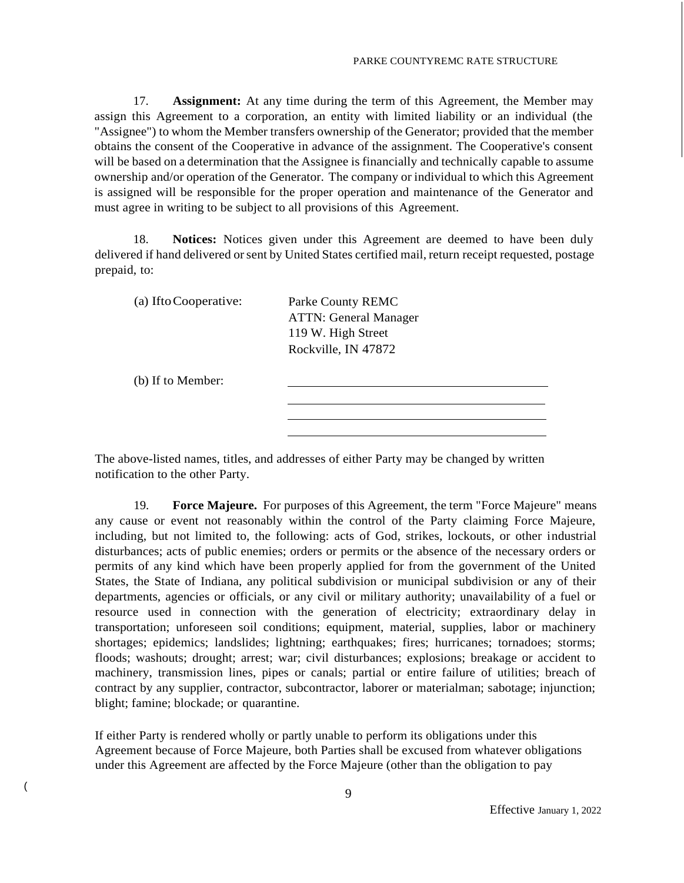17. **Assignment:** At any time during the term of this Agreement, the Member may assign this Agreement to a corporation, an entity with limited liability or an individual (the "Assignee") to whom the Member transfers ownership of the Generator; provided that the member obtains the consent of the Cooperative in advance of the assignment. The Cooperative's consent will be based on a determination that the Assignee is financially and technically capable to assume ownership and/or operation of the Generator. The company or individual to which this Agreement is assigned will be responsible for the proper operation and maintenance of the Generator and must agree in writing to be subject to all provisions of this Agreement.

18. **Notices:** Notices given under this Agreement are deemed to have been duly delivered if hand delivered or sent by United States certified mail, return receipt requested, postage prepaid, to:

(a) Ifto Cooperative:

Parke County REMC
ATTN: General Manager
119 W. High Street
Rockville, IN 47872

(b) If to Member:

______________________________
______________________________
______________________________
______________________________

The above-listed names, titles, and addresses of either Party may be changed by written notification to the other Party.

19. **Force Majeure.** For purposes of this Agreement, the term "Force Majeure" means any cause or event not reasonably within the control of the Party claiming Force Majeure, including, but not limited to, the following: acts of God, strikes, lockouts, or other industrial disturbances; acts of public enemies; orders or permits or the absence of the necessary orders or permits of any kind which have been properly applied for from the government of the United States, the State of Indiana, any political subdivision or municipal subdivision or any of their departments, agencies or officials, or any civil or military authority; unavailability of a fuel or resource used in connection with the generation of electricity; extraordinary delay in transportation; unforeseen soil conditions; equipment, material, supplies, labor or machinery shortages; epidemics; landslides; lightning; earthquakes; fires; hurricanes; tornadoes; storms; floods; washouts; drought; arrest; war; civil disturbances; explosions; breakage or accident to machinery, transmission lines, pipes or canals; partial or entire failure of utilities; breach of contract by any supplier, contractor, subcontractor, laborer or materialman; sabotage; injunction; blight; famine; blockade; or quarantine.

If either Party is rendered wholly or partly unable to perform its obligations under this Agreement because of Force Majeure, both Parties shall be excused from whatever obligations under this Agreement are affected by the Force Majeure (other than the obligation to pay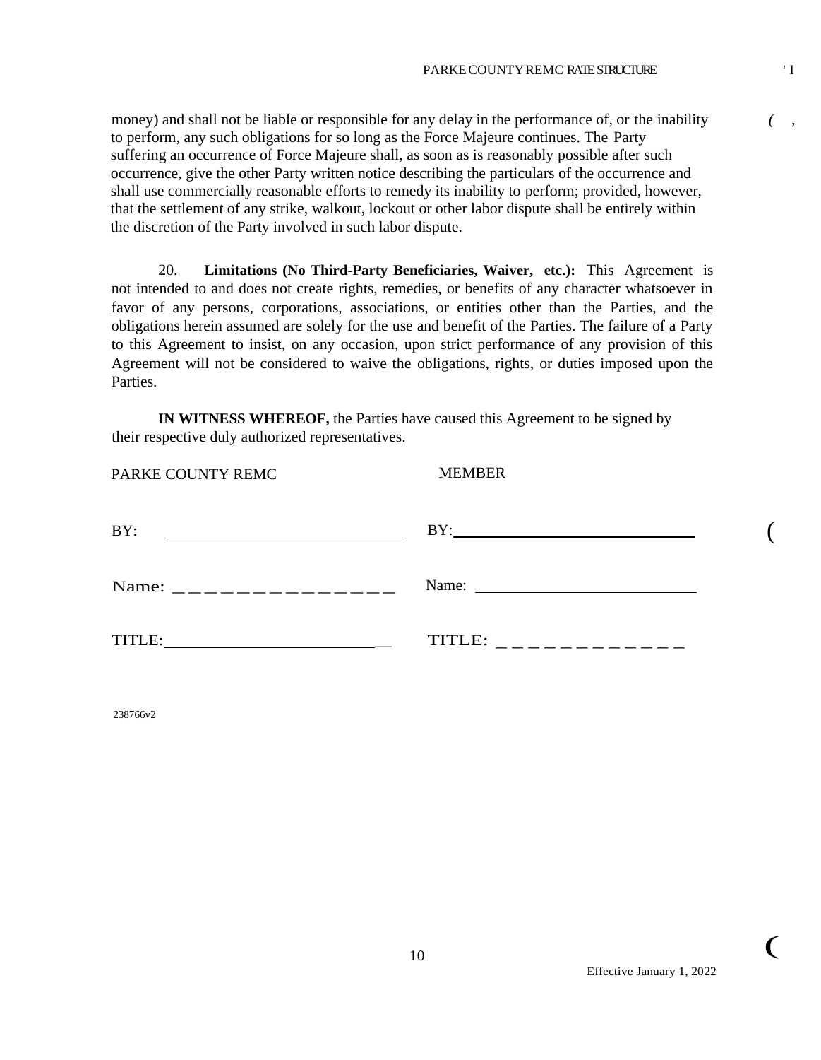money) and shall not be liable or responsible for any delay in the performance of, or the inability to perform, any such obligations for so long as the Force Majeure continues. The Party suffering an occurrence of Force Majeure shall, as soon as is reasonably possible after such occurrence, give the other Party written notice describing the particulars of the occurrence and shall use commercially reasonable efforts to remedy its inability to perform; provided, however, that the settlement of any strike, walkout, lockout or other labor dispute shall be entirely within the discretion of the Party involved in such labor dispute.

20. **Limitations (No Third-Party Beneficiaries, Waiver, etc.):** This Agreement is not intended to and does not create rights, remedies, or benefits of any character whatsoever in favor of any persons, corporations, associations, or entities other than the Parties, and the obligations herein assumed are solely for the use and benefit of the Parties. The failure of a Party to this Agreement to insist, on any occasion, upon strict performance of any provision of this Agreement will not be considered to waive the obligations, rights, or duties imposed upon the Parties.

**IN WITNESS WHEREOF,** the Parties have caused this Agreement to be signed by their respective duly authorized representatives.

| PARKE COUNTY REMC | MEMBER |
|---|---|
| BY: ______________________ | BY: ______________________ |
| Name: ______________________ | Name: ______________________ |
| TITLE: ______________________ | TITLE: ______________________ |

238766v2

Effective January 1, 2022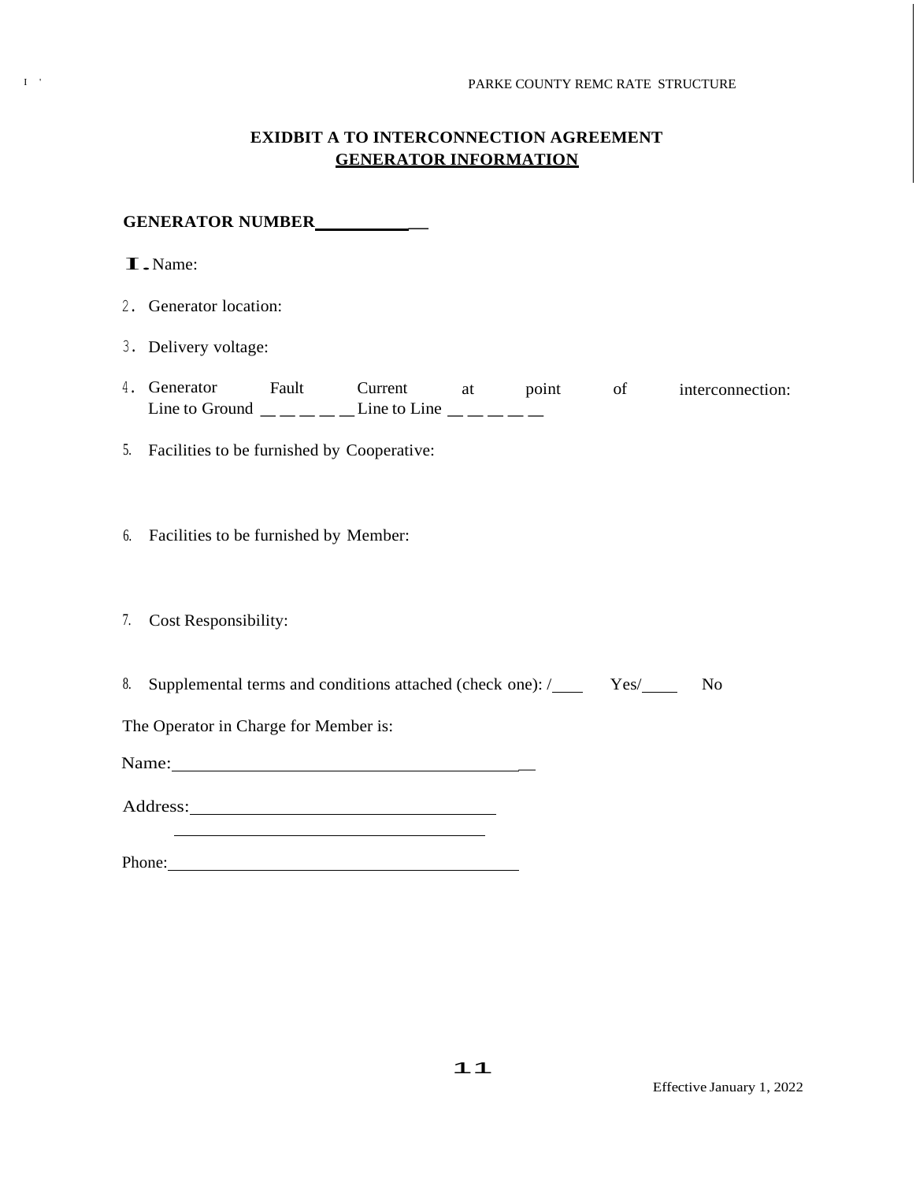# EXIDBIT A TO INTERCONNECTION AGREEMENT
## GENERATOR INFORMATION

**GENERATOR NUMBER\_\_\_\_\_\_\_\_\_\_\_\_**

1. Name:

2. Generator location:

3. Delivery voltage:

4. Generator Fault Current at point of interconnection:
   Line to Ground \_ \_ \_ \_ \_ Line to Line \_ \_ \_ \_ \_

5. Facilities to be furnished by Cooperative:

6. Facilities to be furnished by Member:

7. Cost Responsibility:

8. Supplemental terms and conditions attached (check one): /\_\_\_\_ Yes/\_\_\_\_ No

The Operator in Charge for Member is:

Name:\_\_\_\_\_\_\_\_\_\_\_\_\_\_\_\_\_\_\_\_\_\_\_\_\_\_\_\_\_\_\_\_\_\_\_\_\_\_\_\_

Address:\_\_\_\_\_\_\_\_\_\_\_\_\_\_\_\_\_\_\_\_\_\_\_\_\_\_\_\_\_\_\_\_\_\_\_

\_\_\_\_\_\_\_\_\_\_\_\_\_\_\_\_\_\_\_\_\_\_\_\_\_\_\_\_\_\_\_\_\_\_\_\_\_

Phone:\_\_\_\_\_\_\_\_\_\_\_\_\_\_\_\_\_\_\_\_\_\_\_\_\_\_\_\_\_\_\_\_\_\_\_\_\_\_\_\_\_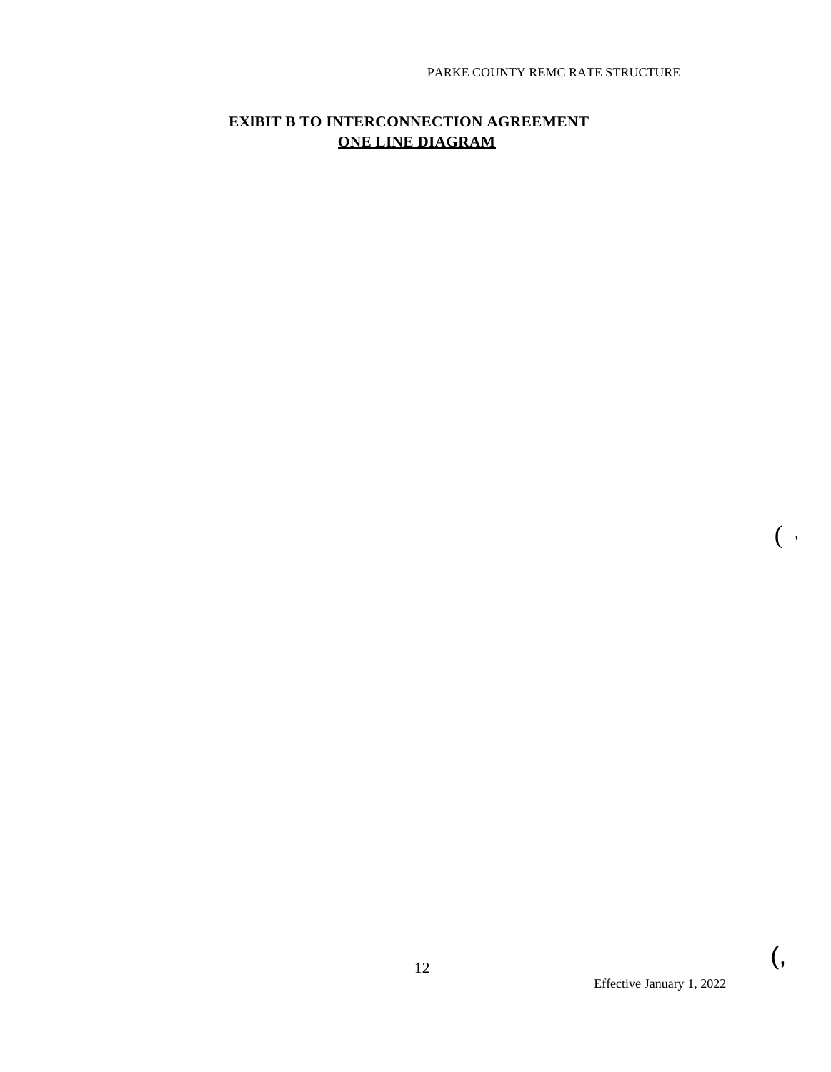**EXlBIT B TO INTERCONNECTION AGREEMENT**

**ONE LINE DIAGRAM**

Effective January 1, 2022